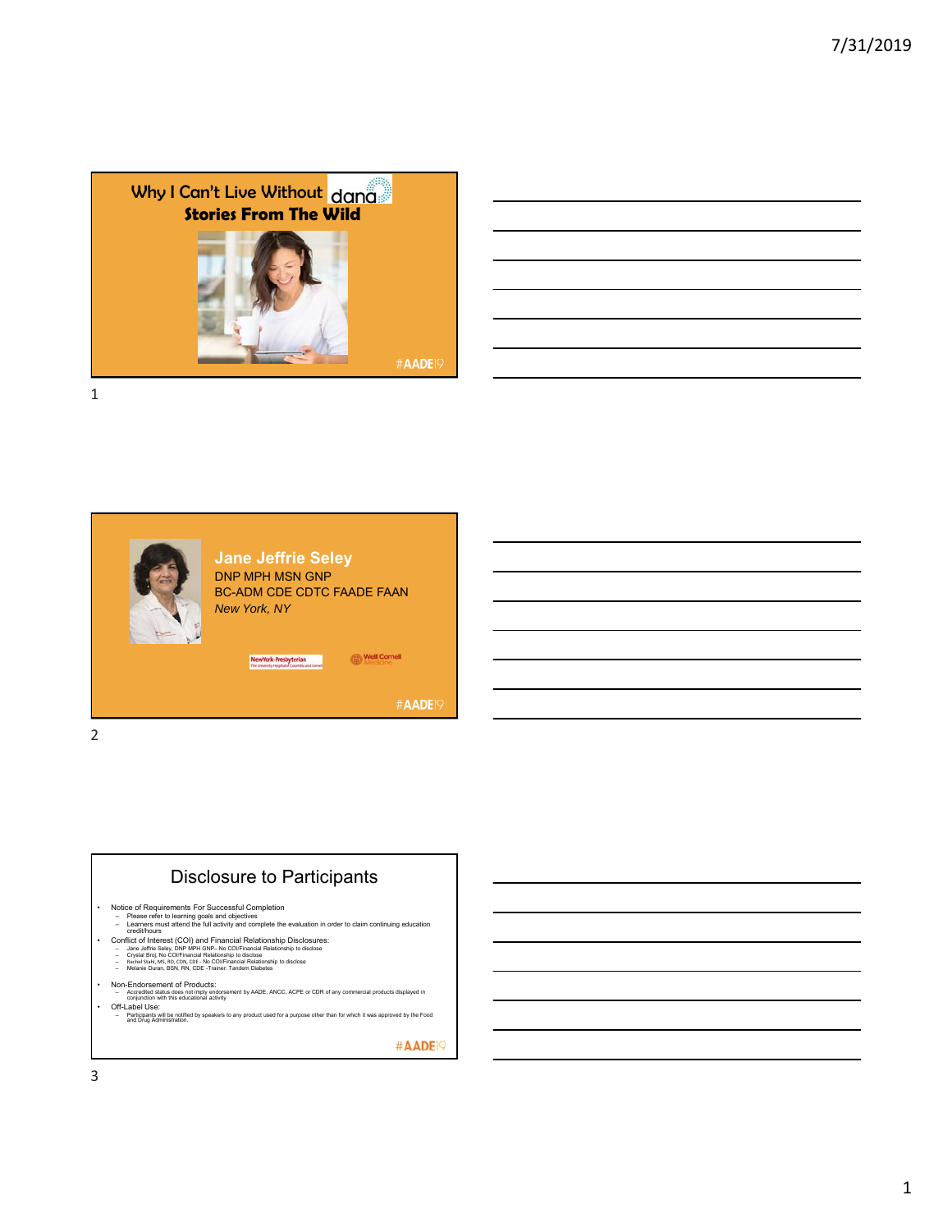## Why I Can't Live Without dana

### Stories From The Wild

#AADE19

## Jane Jeffrie Seley

DNP MPH MSN GNP

BC-ADM CDE CDTC FAADE FAAN

*New York, NY*

NewYork-Presbyterian

Weill Cornell Medicine

#AADE19

## Disclosure to Participants

- Notice of Requirements For Successful Completion
  - Please refer to learning goals and objectives
  - Learners must attend the full activity and complete the evaluation in order to claim continuing education credit/hours
- Conflict of Interest (COI) and Financial Relationship Disclosures:
  - Jane Jeffrie Seley, DNP MPH GNP– No COI/Financial Relationship to disclose
  - Crystal Broj, No COI/Financial Relationship to disclose
  - Rachel Stahl, MS, RD, CDN, CDE - No COI/Financial Relationship to disclose
  - Melanie Duran, BSN, RN, CDE -Trainer: Tandem Diabetes
- Non-Endorsement of Products:
  - Accredited status does not imply endorsement by AADE, ANCC, ACPE or CDR of any commercial products displayed in conjunction with this educational activity
- Off-Label Use:
  - Participants will be notified by speakers to any product used for a purpose other than for which it was approved by the Food and Drug Administration.

#AADE19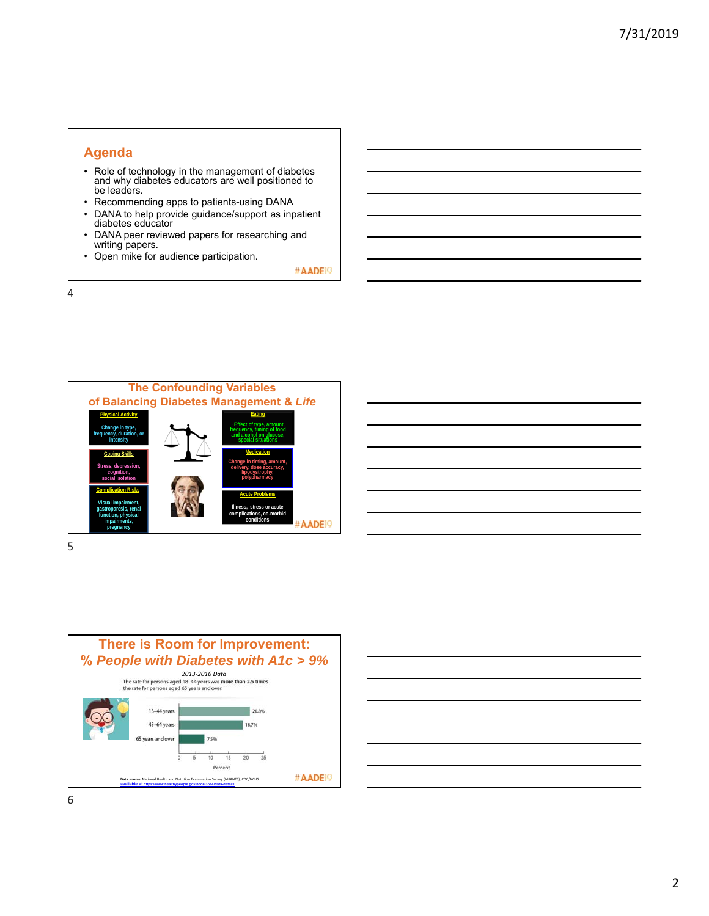## Agenda

- Role of technology in the management of diabetes and why diabetes educators are well positioned to be leaders.
- Recommending apps to patients-using DANA
- DANA to help provide guidance/support as inpatient diabetes educator
- DANA peer reviewed papers for researching and writing papers.
- Open mike for audience participation.

#AADE19

## The Confounding Variables of Balancing Diabetes Management & *Life*

**Physical Activity**
Change in type, frequency, duration, or intensity

**Eating**
Effect of type, amount, frequency, timing of food and alcohol on glucose, special situations

**Coping Skills**
Stress, depression, cognition, social isolation

**Medication**
Change in timing, amount, delivery, dose accuracy, lipodystrophy, polypharmacy

**Complication Risks**
Visual impairment, gastroparesis, renal function, physical impairments, pregnancy

**Acute Problems**
Illness, stress or acute complications, co-morbid conditions

#AADE19

## There is Room for Improvement: *% People with Diabetes with A1c > 9%*

*2013-2016 Data*

The rate for persons aged 18–44 years was more than 2.5 times the rate for persons aged 65 years and over.

| Age group | Percent |
|---|---|
| 18–44 years | 20.8% |
| 45–64 years | 18.7% |
| 65 years and over | 7.5% |

Data source: National Health and Nutrition Examination Survey (NHANES), CDC/NCHS
available at https://www.healthypeople.gov/node/3514/data-details

#AADE19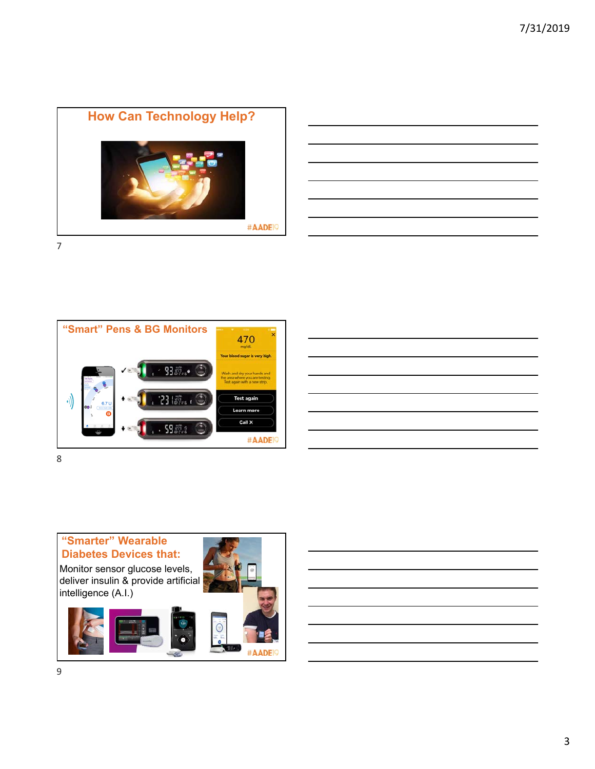## How Can Technology Help?

#AADE19

## "Smart" Pens & BG Monitors

#AADE19

## "Smarter" Wearable Diabetes Devices that:

Monitor sensor glucose levels, deliver insulin & provide artificial intelligence (A.I.)

#AADE19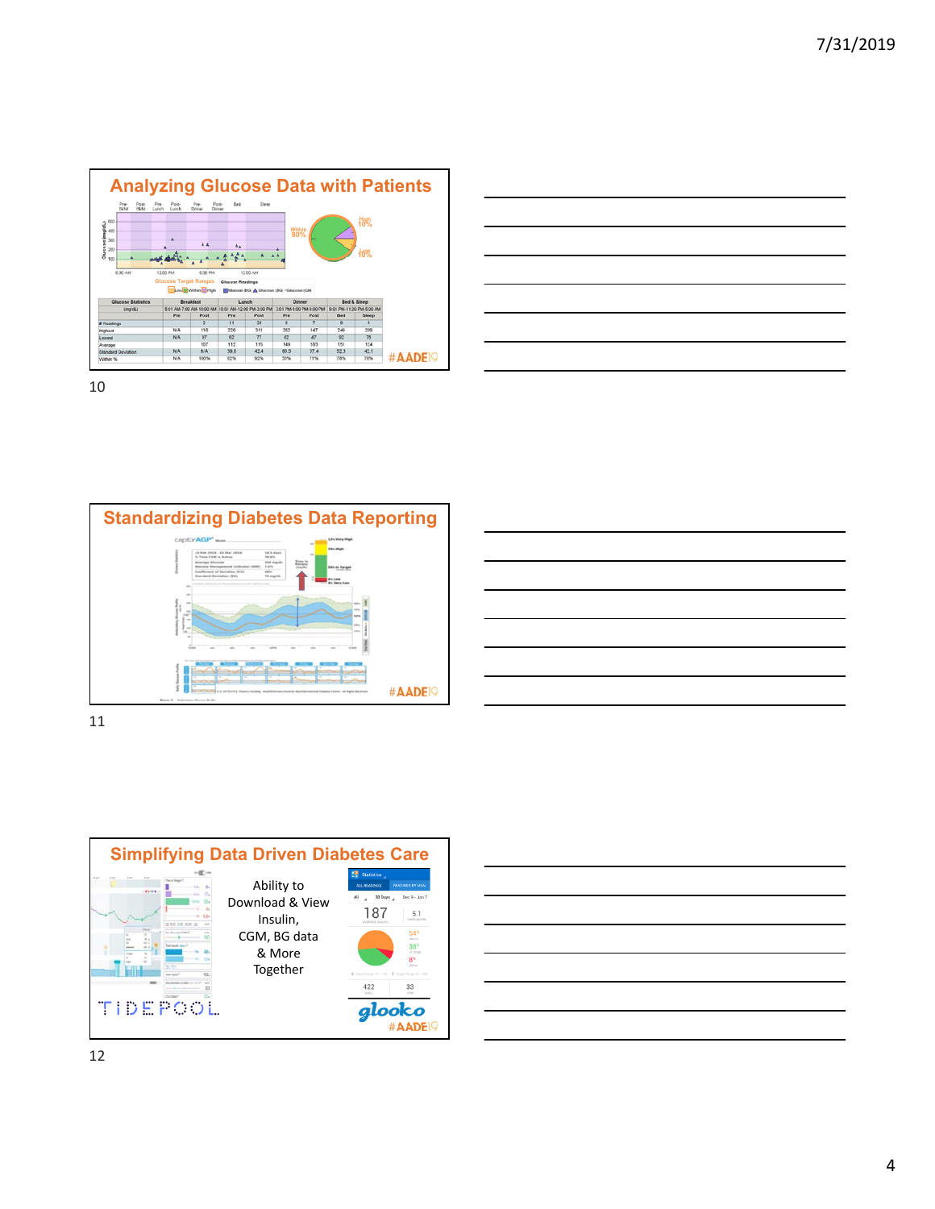## Analyzing Glucose Data with Patients

| Glucose Statistics (mg/dL) | Breakfast | | Lunch | | Dinner | | Bed & Sleep | |
|---|---|---|---|---|---|---|---|---|
| | 5:01 AM-7:00 AM | 10:00 AM | 10:01 AM-12:00 PM | 3:00 PM | 3:01 PM-4:00 PM | 8:00 PM | 9:01 PM-11:30 PM | 5:00 AM |
| | Pre | Post | Pre | Post | Pre | Post | Bed | Sleep |
| # Readings | | 2 | 11 | 21 | 8 | 7 | 9 | 1 |
| Highest | N/A | 116 | 226 | 311 | 282 | 147 | 246 | 209 |
| Lowest | N/A | 97 | 62 | 77 | 42 | 47 | 92 | 75 |
| Average | N/A | 107 | 112 | 115 | 149 | 103 | 151 | 114 |
| Standard Deviation | N/A | 8/A | 39.8 | 42.4 | 80.5 | 37.4 | 52.3 | 42.1 |
| Within % | N/A | 100% | 82% | 92% | 30% | 71% | 78% | 76% |

#AADE19

## Standardizing Diabetes Data Reporting

#AADE19

## Simplifying Data Driven Diabetes Care

Ability to Download & View Insulin, CGM, BG data & More Together

TIDEPOOL

glooko

#AADE19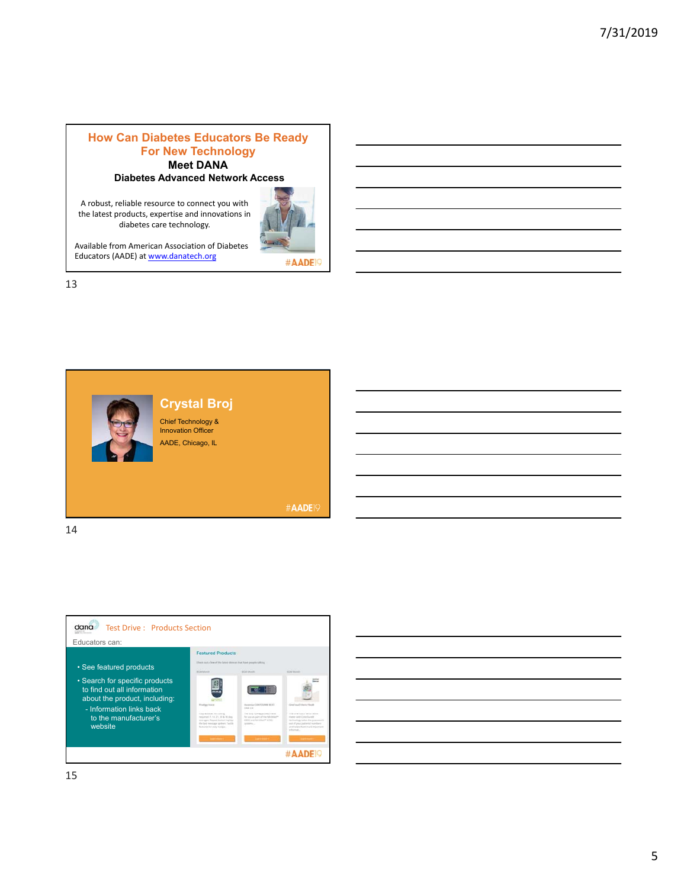## How Can Diabetes Educators Be Ready For New Technology

### Meet DANA

### Diabetes Advanced Network Access

A robust, reliable resource to connect you with the latest products, expertise and innovations in diabetes care technology.

Available from American Association of Diabetes Educators (AADE) at www.danatech.org

#AADE19

## Crystal Broj

Chief Technology & Innovation Officer

AADE, Chicago, IL

#AADE19

## Test Drive : Products Section

Educators can:

- See featured products
- Search for specific products to find out all information about the product, including:
  - Information links back to the manufacturer's website

#AADE19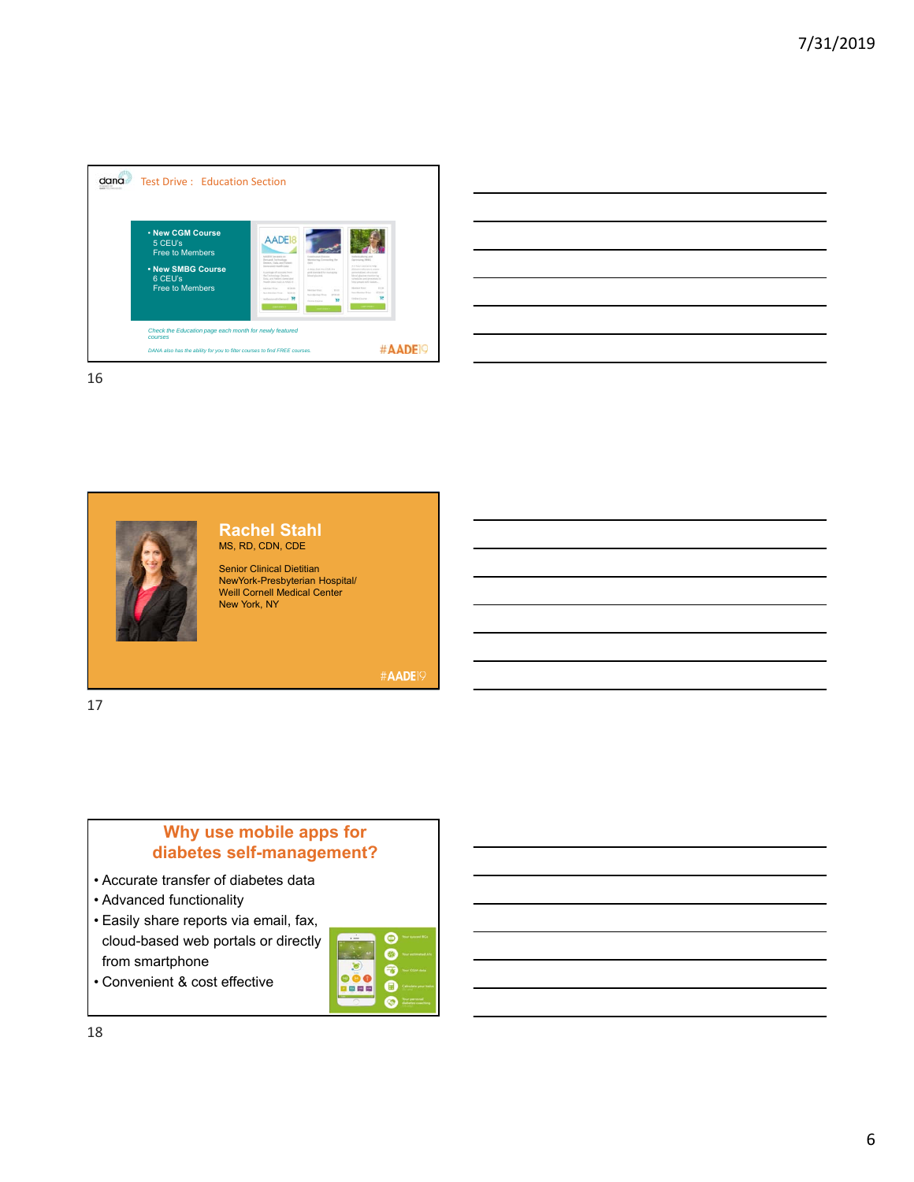## Test Drive : Education Section

- New CGM Course
  5 CEU's
  Free to Members
- New SMBG Course
  6 CEU's
  Free to Members

*Check the Education page each month for newly featured courses*

*DANA also has the ability for you to filter courses to find FREE courses.*

#AADE19

## Rachel Stahl

MS, RD, CDN, CDE

Senior Clinical Dietitian
NewYork-Presbyterian Hospital/
Weill Cornell Medical Center
New York, NY

#AADE19

## Why use mobile apps for diabetes self-management?

- Accurate transfer of diabetes data
- Advanced functionality
- Easily share reports via email, fax, cloud-based web portals or directly from smartphone
- Convenient & cost effective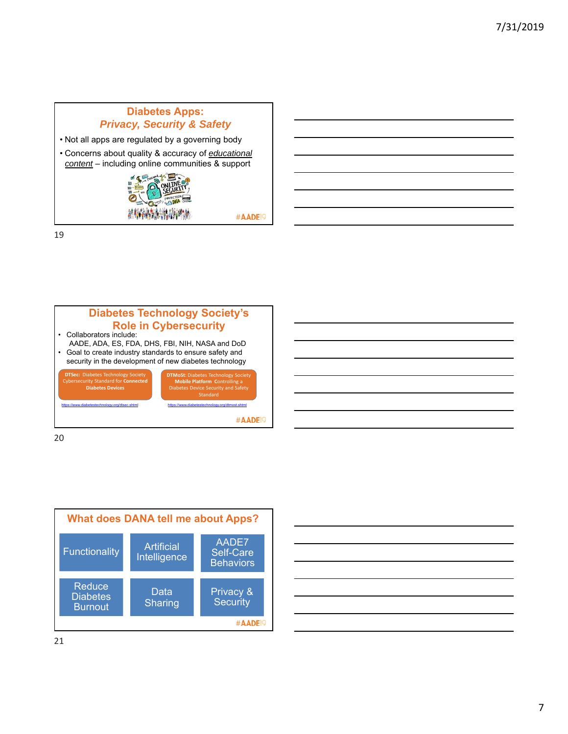## Diabetes Apps: *Privacy, Security & Safety*

- Not all apps are regulated by a governing body
- Concerns about quality & accuracy of *educational content* – including online communities & support

#AADE19

## Diabetes Technology Society's Role in Cybersecurity

- Collaborators include:
  AADE, ADA, ES, FDA, DHS, FBI, NIH, NASA and DoD
- Goal to create industry standards to ensure safety and security in the development of new diabetes technology

**DTSec:** Diabetes Technology Society Cybersecurity Standard for **Connected Diabetes Devices**

https://www.diabetestechnology.org/dtsec.shtml

**DTMoSt:** Diabetes Technology Society **Mobile Platform** Controlling a Diabetes Device Security and Safety Standard

https://www.diabetestechnology.org/dtmost.shtml

#AADE19

## What does DANA tell me about Apps?

- Functionality
- Artificial Intelligence
- AADE7 Self-Care Behaviors
- Reduce Diabetes Burnout
- Data Sharing
- Privacy & Security

#AADE19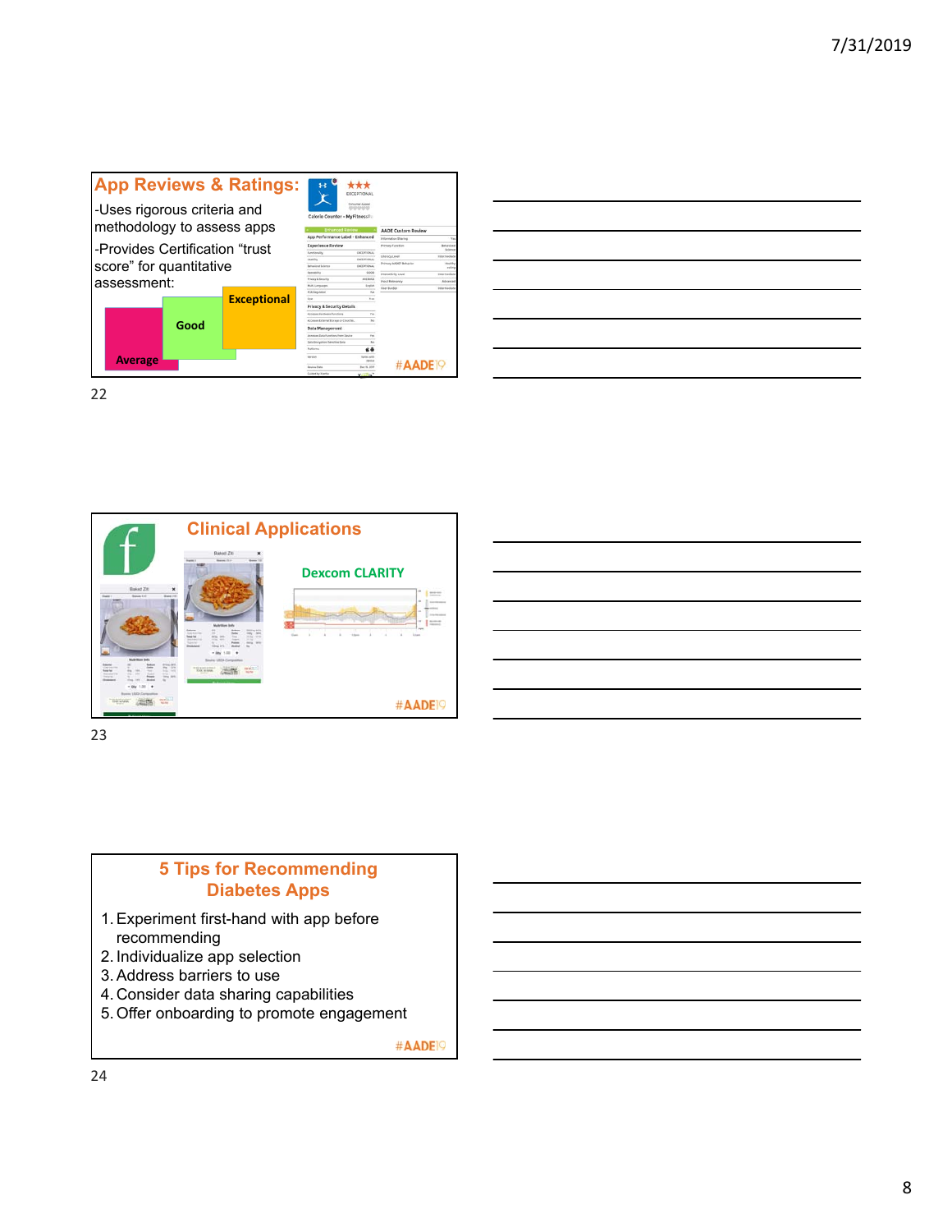## App Reviews & Ratings:

-Uses rigorous criteria and methodology to assess apps

-Provides Certification "trust score" for quantitative assessment:

Average

Good

Exceptional

#AADE19

## Clinical Applications

Dexcom CLARITY

#AADE19

## 5 Tips for Recommending Diabetes Apps

1. Experiment first-hand with app before recommending
2. Individualize app selection
3. Address barriers to use
4. Consider data sharing capabilities
5. Offer onboarding to promote engagement

#AADE19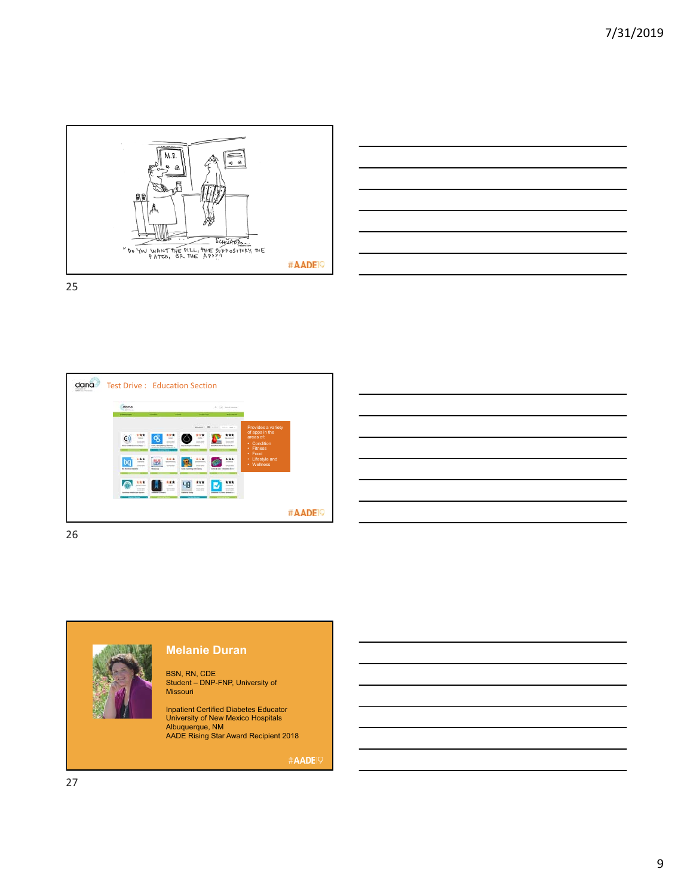"Do you want the pill, the suppository, the patch, or the app?"

#AADE19

## Test Drive : Education Section

Provides a variety of apps in the areas of:

- Condition
- Fitness
- Food
- Lifestyle and
- Wellness

#AADE19

## Melanie Duran

BSN, RN, CDE
Student – DNP-FNP, University of Missouri

Inpatient Certified Diabetes Educator
University of New Mexico Hospitals
Albuquerque, NM
AADE Rising Star Award Recipient 2018

#AADE19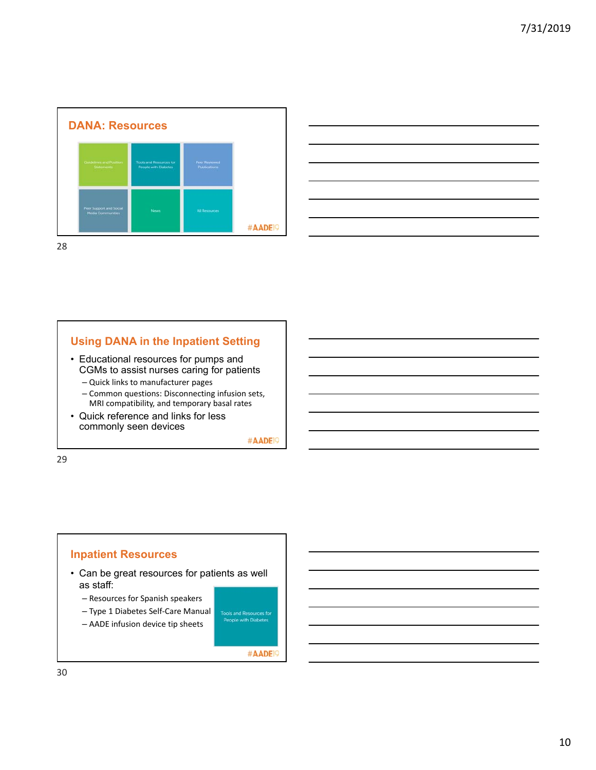## DANA: Resources

Guidelines and Position Statements | Tools and Resources for People with Diabetes | Peer Reviewed Publications

Peer Support and Social Media Communities | News | All Resources

#AADE19

## Using DANA in the Inpatient Setting

- Educational resources for pumps and CGMs to assist nurses caring for patients
  - Quick links to manufacturer pages
  - Common questions: Disconnecting infusion sets, MRI compatibility, and temporary basal rates
- Quick reference and links for less commonly seen devices

#AADE19

## Inpatient Resources

- Can be great resources for patients as well as staff:
  - Resources for Spanish speakers
  - Type 1 Diabetes Self-Care Manual
  - AADE infusion device tip sheets

Tools and Resources for People with Diabetes

#AADE19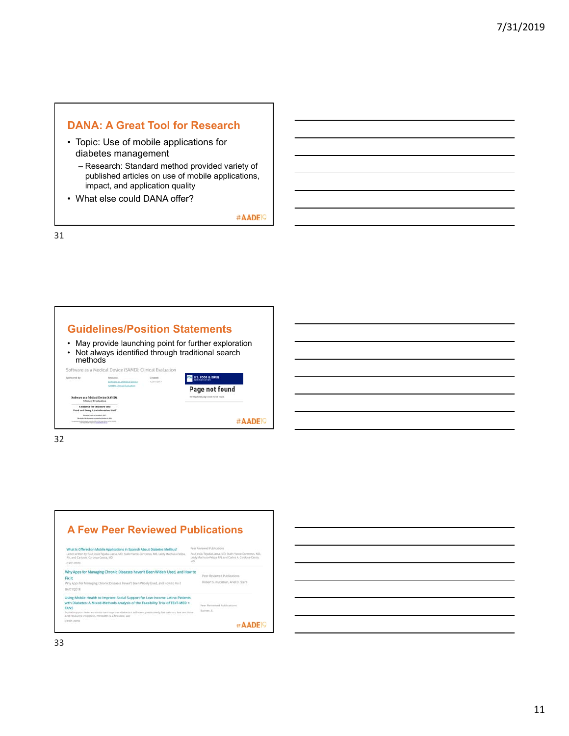## DANA: A Great Tool for Research

- Topic: Use of mobile applications for diabetes management
  - Research: Standard method provided variety of published articles on use of mobile applications, impact, and application quality
- What else could DANA offer?

#AADE19

## Guidelines/Position Statements

- May provide launching point for further exploration
- Not always identified through traditional search methods

Software as a Medical Device (SAMD): Clinical Evaluation

U.S. FOOD & DRUG ADMINISTRATION

Page not found

#AADE19

## A Few Peer Reviewed Publications

What Is Offered on Mobile Applications in Spanish About Diabetes Mellitus?
Letter written by Paul Jesús Tejada-Llacsa, MD, Stalin Vance-Contreras, MD, Leidy Machuca-Felipa, RN, and Carlos A. Cordova-Cassia, MD
03/01/2019
Peer Reviewed Publications
Paul Jesús Tejada-Llacsa, MD, Stalin Vance-Contreras, MD, Leidy Machuca-Felipa, RN, and Carlos A. Cordova-Cassia, MD

Why Apps for Managing Chronic Diseases haven't Been Widely Used, and How to Fix it
Why Apps for Managing Chronic Diseases haven't Been Widely Used, and How to Fix it
04/01/2018
Peer Reviewed Publications
Robert S. Huckman, Ariel D. Stern

Using Mobile Health to Improve Social Support for Low-Income Latino Patients with Diabetes: A Mixed-Methods Analysis of the Feasibility Trial of TExT-MED + FANS
Social support interventions can improve diabetes self-care, particularly for Latinos, but are time and resource intensive. mHealth is a feasible, acc
01/01/2018
Peer Reviewed Publications
Burner, E.

#AADE19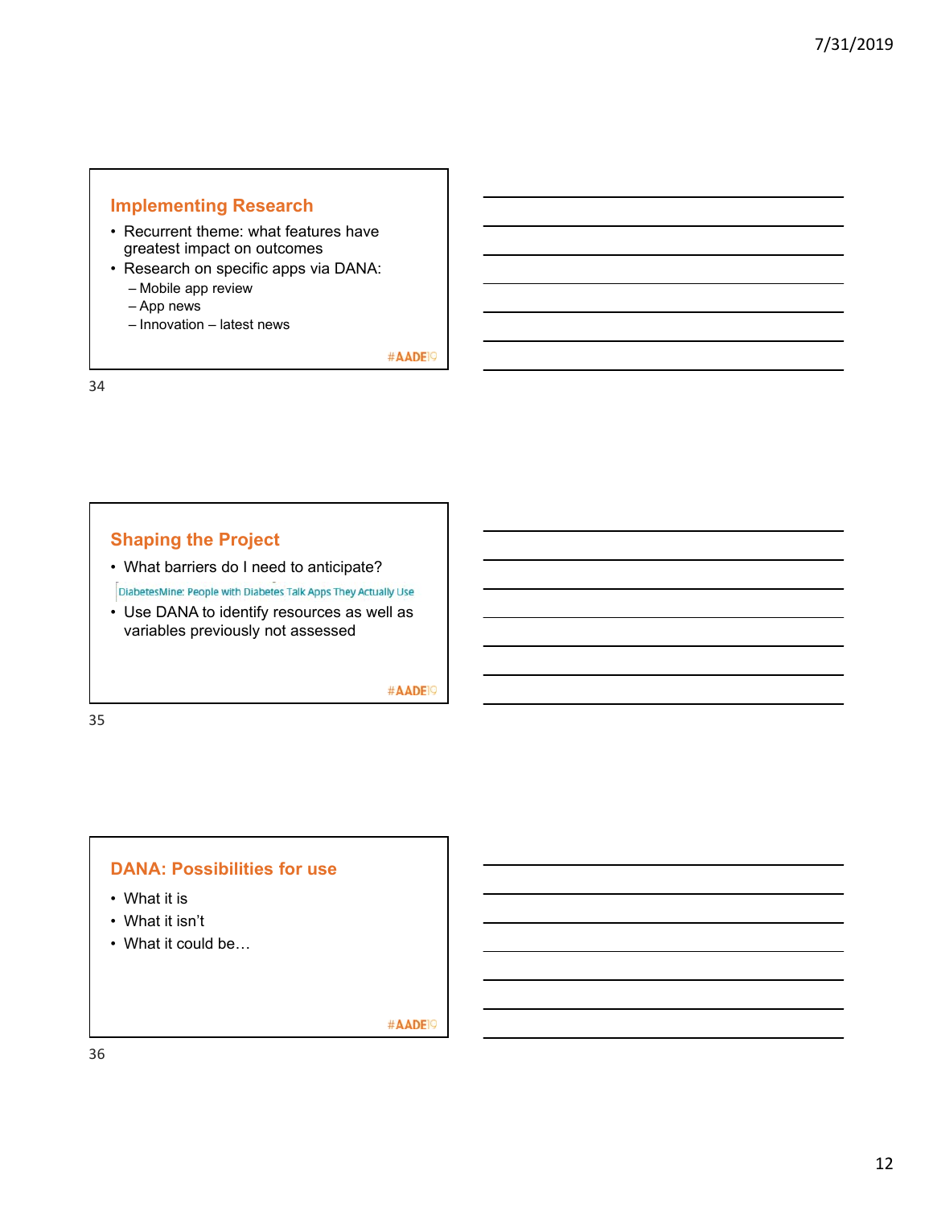## Implementing Research

- Recurrent theme: what features have greatest impact on outcomes
- Research on specific apps via DANA:
  - Mobile app review
  - App news
  - Innovation – latest news

#AADE19

34

## Shaping the Project

- What barriers do I need to anticipate?

DiabetesMine: People with Diabetes Talk Apps They Actually Use

- Use DANA to identify resources as well as variables previously not assessed

#AADE19

35

## DANA: Possibilities for use

- What it is
- What it isn't
- What it could be…

#AADE19

36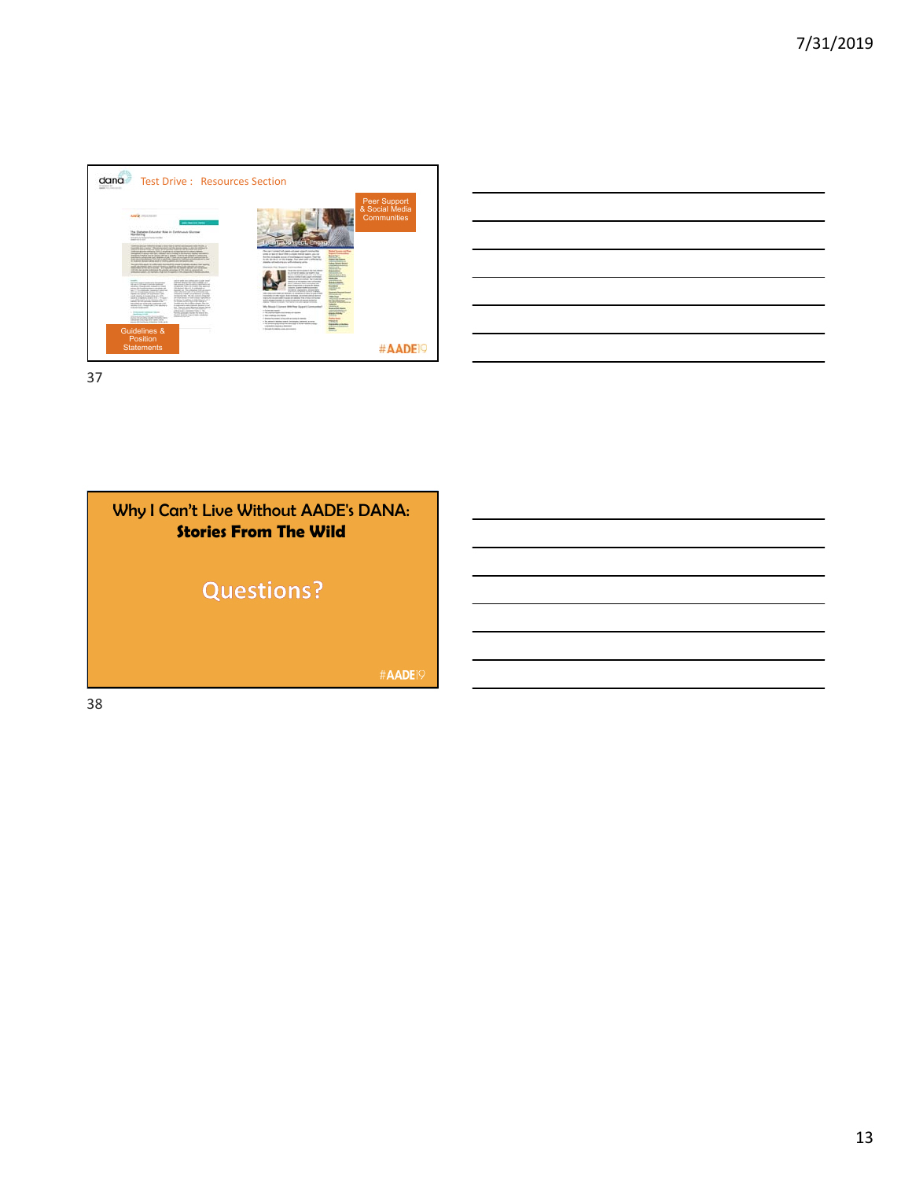dana Test Drive : Resources Section

Peer Support & Social Media Communities

Guidelines & Position Statements

#AADE19

Why I Can't Live Without AADE's DANA:
**Stories From The Wild**

Questions?

#AADE19